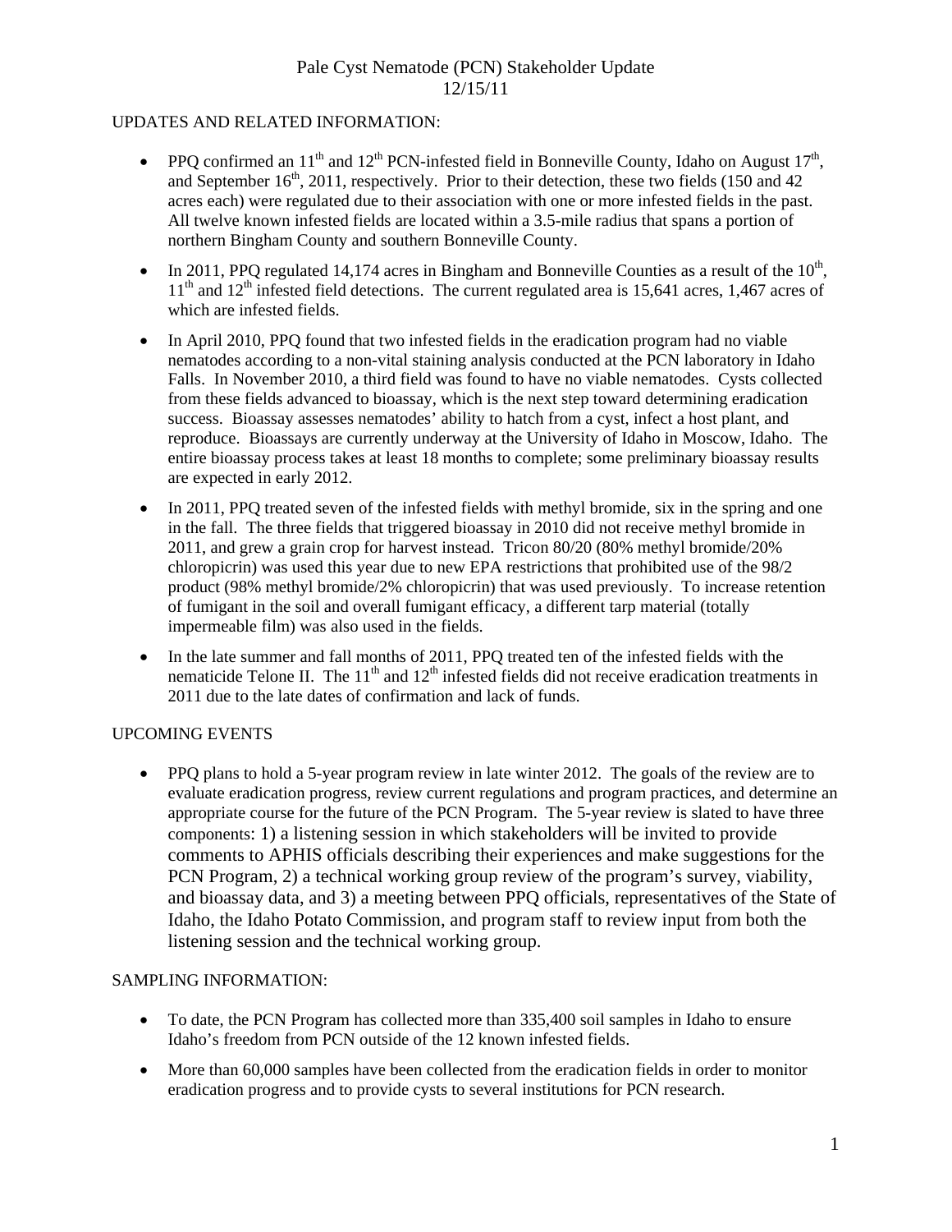# Pale Cyst Nematode (PCN) Stakeholder Update
12/15/11

## UPDATES AND RELATED INFORMATION:

- PPQ confirmed an 11th and 12th PCN-infested field in Bonneville County, Idaho on August 17th, and September 16th, 2011, respectively. Prior to their detection, these two fields (150 and 42 acres each) were regulated due to their association with one or more infested fields in the past. All twelve known infested fields are located within a 3.5-mile radius that spans a portion of northern Bingham County and southern Bonneville County.
- In 2011, PPQ regulated 14,174 acres in Bingham and Bonneville Counties as a result of the 10th, 11th and 12th infested field detections. The current regulated area is 15,641 acres, 1,467 acres of which are infested fields.
- In April 2010, PPQ found that two infested fields in the eradication program had no viable nematodes according to a non-vital staining analysis conducted at the PCN laboratory in Idaho Falls. In November 2010, a third field was found to have no viable nematodes. Cysts collected from these fields advanced to bioassay, which is the next step toward determining eradication success. Bioassay assesses nematodes' ability to hatch from a cyst, infect a host plant, and reproduce. Bioassays are currently underway at the University of Idaho in Moscow, Idaho. The entire bioassay process takes at least 18 months to complete; some preliminary bioassay results are expected in early 2012.
- In 2011, PPQ treated seven of the infested fields with methyl bromide, six in the spring and one in the fall. The three fields that triggered bioassay in 2010 did not receive methyl bromide in 2011, and grew a grain crop for harvest instead. Tricon 80/20 (80% methyl bromide/20% chloropicrin) was used this year due to new EPA restrictions that prohibited use of the 98/2 product (98% methyl bromide/2% chloropicrin) that was used previously. To increase retention of fumigant in the soil and overall fumigant efficacy, a different tarp material (totally impermeable film) was also used in the fields.
- In the late summer and fall months of 2011, PPQ treated ten of the infested fields with the nematicide Telone II. The 11th and 12th infested fields did not receive eradication treatments in 2011 due to the late dates of confirmation and lack of funds.

## UPCOMING EVENTS

- PPQ plans to hold a 5-year program review in late winter 2012. The goals of the review are to evaluate eradication progress, review current regulations and program practices, and determine an appropriate course for the future of the PCN Program. The 5-year review is slated to have three components: 1) a listening session in which stakeholders will be invited to provide comments to APHIS officials describing their experiences and make suggestions for the PCN Program, 2) a technical working group review of the program's survey, viability, and bioassay data, and 3) a meeting between PPQ officials, representatives of the State of Idaho, the Idaho Potato Commission, and program staff to review input from both the listening session and the technical working group.

## SAMPLING INFORMATION:

- To date, the PCN Program has collected more than 335,400 soil samples in Idaho to ensure Idaho's freedom from PCN outside of the 12 known infested fields.
- More than 60,000 samples have been collected from the eradication fields in order to monitor eradication progress and to provide cysts to several institutions for PCN research.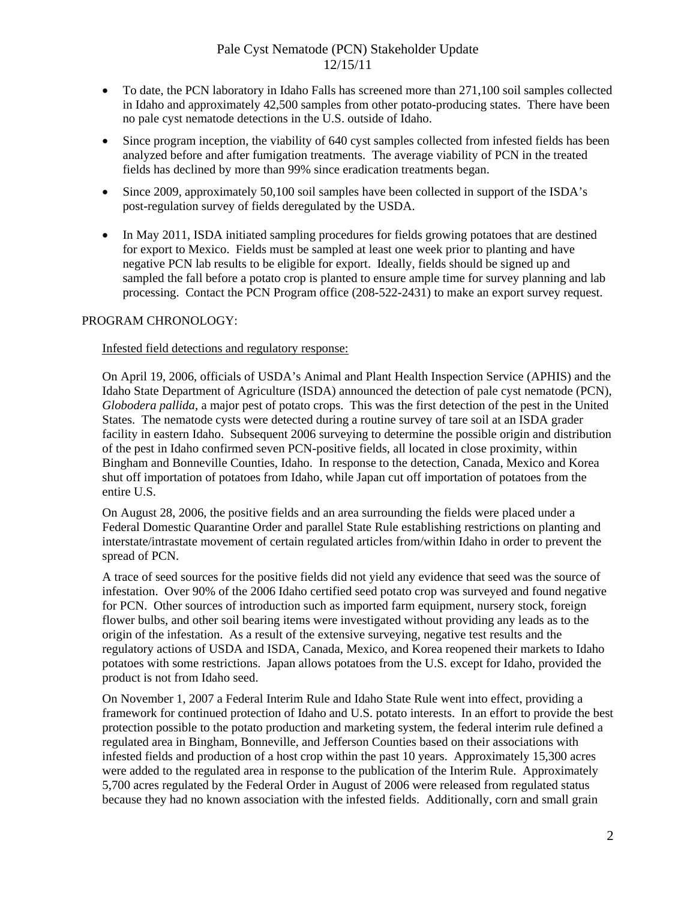- To date, the PCN laboratory in Idaho Falls has screened more than 271,100 soil samples collected in Idaho and approximately 42,500 samples from other potato-producing states. There have been no pale cyst nematode detections in the U.S. outside of Idaho.
- Since program inception, the viability of 640 cyst samples collected from infested fields has been analyzed before and after fumigation treatments. The average viability of PCN in the treated fields has declined by more than 99% since eradication treatments began.
- Since 2009, approximately 50,100 soil samples have been collected in support of the ISDA's post-regulation survey of fields deregulated by the USDA.
- In May 2011, ISDA initiated sampling procedures for fields growing potatoes that are destined for export to Mexico. Fields must be sampled at least one week prior to planting and have negative PCN lab results to be eligible for export. Ideally, fields should be signed up and sampled the fall before a potato crop is planted to ensure ample time for survey planning and lab processing. Contact the PCN Program office (208-522-2431) to make an export survey request.

PROGRAM CHRONOLOGY:

Infested field detections and regulatory response:

On April 19, 2006, officials of USDA's Animal and Plant Health Inspection Service (APHIS) and the Idaho State Department of Agriculture (ISDA) announced the detection of pale cyst nematode (PCN), *Globodera pallida*, a major pest of potato crops. This was the first detection of the pest in the United States. The nematode cysts were detected during a routine survey of tare soil at an ISDA grader facility in eastern Idaho. Subsequent 2006 surveying to determine the possible origin and distribution of the pest in Idaho confirmed seven PCN-positive fields, all located in close proximity, within Bingham and Bonneville Counties, Idaho. In response to the detection, Canada, Mexico and Korea shut off importation of potatoes from Idaho, while Japan cut off importation of potatoes from the entire U.S.

On August 28, 2006, the positive fields and an area surrounding the fields were placed under a Federal Domestic Quarantine Order and parallel State Rule establishing restrictions on planting and interstate/intrastate movement of certain regulated articles from/within Idaho in order to prevent the spread of PCN.

A trace of seed sources for the positive fields did not yield any evidence that seed was the source of infestation. Over 90% of the 2006 Idaho certified seed potato crop was surveyed and found negative for PCN. Other sources of introduction such as imported farm equipment, nursery stock, foreign flower bulbs, and other soil bearing items were investigated without providing any leads as to the origin of the infestation. As a result of the extensive surveying, negative test results and the regulatory actions of USDA and ISDA, Canada, Mexico, and Korea reopened their markets to Idaho potatoes with some restrictions. Japan allows potatoes from the U.S. except for Idaho, provided the product is not from Idaho seed.

On November 1, 2007 a Federal Interim Rule and Idaho State Rule went into effect, providing a framework for continued protection of Idaho and U.S. potato interests. In an effort to provide the best protection possible to the potato production and marketing system, the federal interim rule defined a regulated area in Bingham, Bonneville, and Jefferson Counties based on their associations with infested fields and production of a host crop within the past 10 years. Approximately 15,300 acres were added to the regulated area in response to the publication of the Interim Rule. Approximately 5,700 acres regulated by the Federal Order in August of 2006 were released from regulated status because they had no known association with the infested fields. Additionally, corn and small grain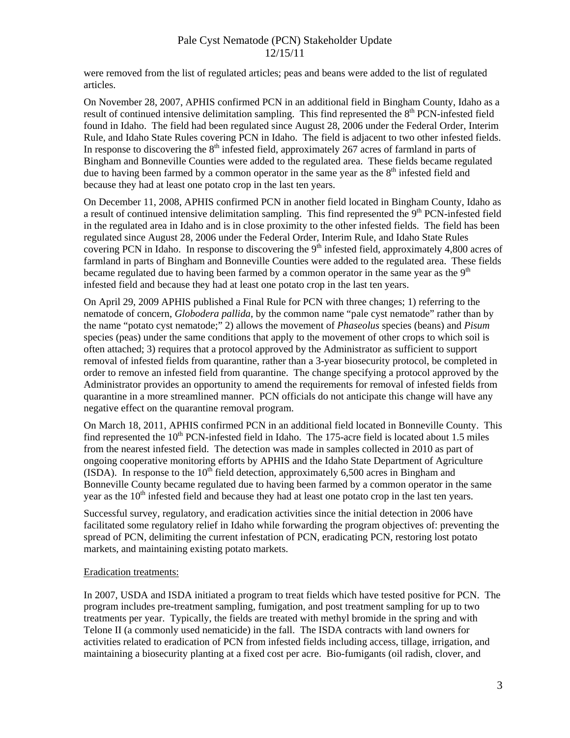were removed from the list of regulated articles; peas and beans were added to the list of regulated articles.

On November 28, 2007, APHIS confirmed PCN in an additional field in Bingham County, Idaho as a result of continued intensive delimitation sampling. This find represented the 8th PCN-infested field found in Idaho. The field had been regulated since August 28, 2006 under the Federal Order, Interim Rule, and Idaho State Rules covering PCN in Idaho. The field is adjacent to two other infested fields. In response to discovering the 8th infested field, approximately 267 acres of farmland in parts of Bingham and Bonneville Counties were added to the regulated area. These fields became regulated due to having been farmed by a common operator in the same year as the 8th infested field and because they had at least one potato crop in the last ten years.

On December 11, 2008, APHIS confirmed PCN in another field located in Bingham County, Idaho as a result of continued intensive delimitation sampling. This find represented the 9th PCN-infested field in the regulated area in Idaho and is in close proximity to the other infested fields. The field has been regulated since August 28, 2006 under the Federal Order, Interim Rule, and Idaho State Rules covering PCN in Idaho. In response to discovering the 9th infested field, approximately 4,800 acres of farmland in parts of Bingham and Bonneville Counties were added to the regulated area. These fields became regulated due to having been farmed by a common operator in the same year as the 9th infested field and because they had at least one potato crop in the last ten years.

On April 29, 2009 APHIS published a Final Rule for PCN with three changes; 1) referring to the nematode of concern, *Globodera pallida*, by the common name "pale cyst nematode" rather than by the name "potato cyst nematode;" 2) allows the movement of *Phaseolus* species (beans) and *Pisum* species (peas) under the same conditions that apply to the movement of other crops to which soil is often attached; 3) requires that a protocol approved by the Administrator as sufficient to support removal of infested fields from quarantine, rather than a 3-year biosecurity protocol, be completed in order to remove an infested field from quarantine. The change specifying a protocol approved by the Administrator provides an opportunity to amend the requirements for removal of infested fields from quarantine in a more streamlined manner. PCN officials do not anticipate this change will have any negative effect on the quarantine removal program.

On March 18, 2011, APHIS confirmed PCN in an additional field located in Bonneville County. This find represented the 10th PCN-infested field in Idaho. The 175-acre field is located about 1.5 miles from the nearest infested field. The detection was made in samples collected in 2010 as part of ongoing cooperative monitoring efforts by APHIS and the Idaho State Department of Agriculture (ISDA). In response to the 10th field detection, approximately 6,500 acres in Bingham and Bonneville County became regulated due to having been farmed by a common operator in the same year as the 10th infested field and because they had at least one potato crop in the last ten years.

Successful survey, regulatory, and eradication activities since the initial detection in 2006 have facilitated some regulatory relief in Idaho while forwarding the program objectives of: preventing the spread of PCN, delimiting the current infestation of PCN, eradicating PCN, restoring lost potato markets, and maintaining existing potato markets.

<u>Eradication treatments:</u>

In 2007, USDA and ISDA initiated a program to treat fields which have tested positive for PCN. The program includes pre-treatment sampling, fumigation, and post treatment sampling for up to two treatments per year. Typically, the fields are treated with methyl bromide in the spring and with Telone II (a commonly used nematicide) in the fall. The ISDA contracts with land owners for activities related to eradication of PCN from infested fields including access, tillage, irrigation, and maintaining a biosecurity planting at a fixed cost per acre. Bio-fumigants (oil radish, clover, and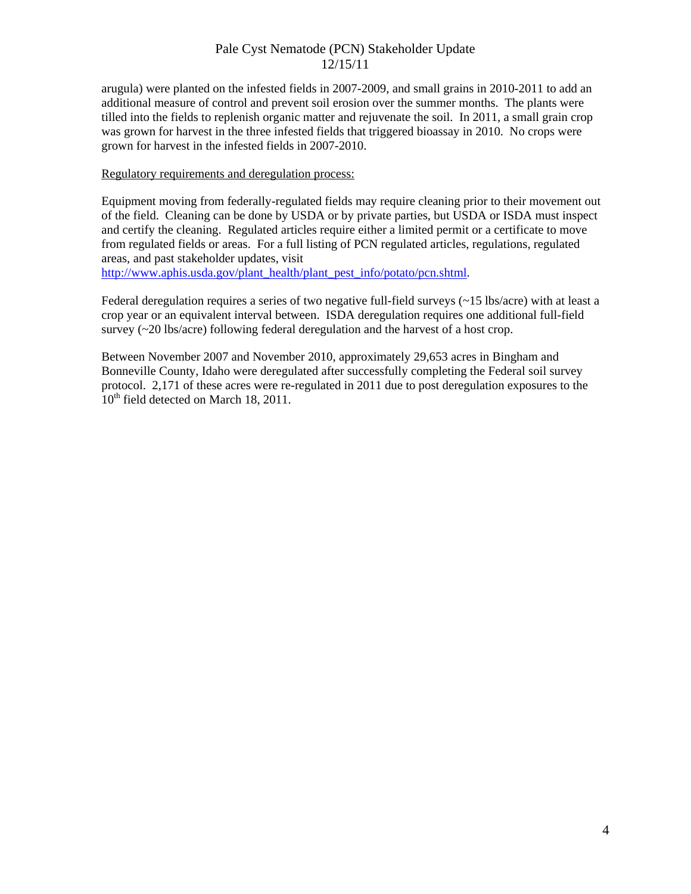arugula) were planted on the infested fields in 2007-2009, and small grains in 2010-2011 to add an additional measure of control and prevent soil erosion over the summer months. The plants were tilled into the fields to replenish organic matter and rejuvenate the soil. In 2011, a small grain crop was grown for harvest in the three infested fields that triggered bioassay in 2010. No crops were grown for harvest in the infested fields in 2007-2010.

Regulatory requirements and deregulation process:

Equipment moving from federally-regulated fields may require cleaning prior to their movement out of the field. Cleaning can be done by USDA or by private parties, but USDA or ISDA must inspect and certify the cleaning. Regulated articles require either a limited permit or a certificate to move from regulated fields or areas. For a full listing of PCN regulated articles, regulations, regulated areas, and past stakeholder updates, visit http://www.aphis.usda.gov/plant_health/plant_pest_info/potato/pcn.shtml.

Federal deregulation requires a series of two negative full-field surveys (~15 lbs/acre) with at least a crop year or an equivalent interval between. ISDA deregulation requires one additional full-field survey (~20 lbs/acre) following federal deregulation and the harvest of a host crop.

Between November 2007 and November 2010, approximately 29,653 acres in Bingham and Bonneville County, Idaho were deregulated after successfully completing the Federal soil survey protocol. 2,171 of these acres were re-regulated in 2011 due to post deregulation exposures to the 10th field detected on March 18, 2011.